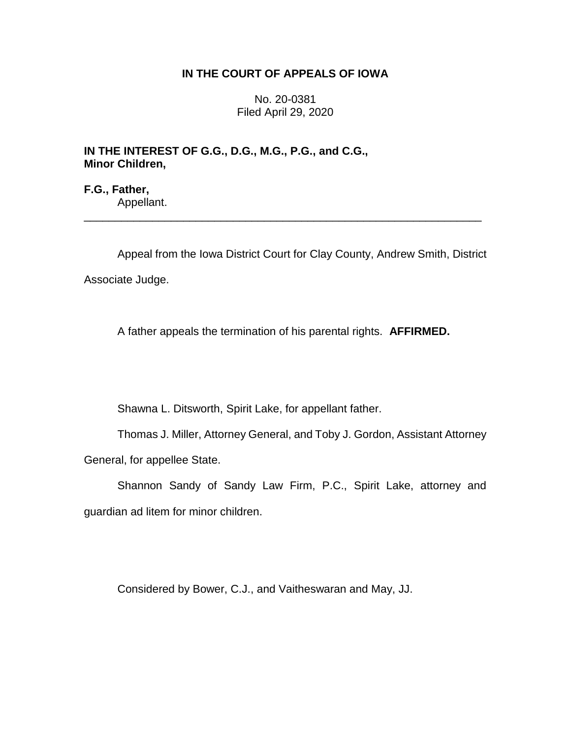**IN THE COURT OF APPEALS OF IOWA**

No. 20-0381
Filed April 29, 2020

**IN THE INTEREST OF G.G., D.G., M.G., P.G., and C.G., Minor Children,**

**F.G., Father,**
Appellant.

---

Appeal from the Iowa District Court for Clay County, Andrew Smith, District Associate Judge.

A father appeals the termination of his parental rights. **AFFIRMED.**

Shawna L. Ditsworth, Spirit Lake, for appellant father.

Thomas J. Miller, Attorney General, and Toby J. Gordon, Assistant Attorney General, for appellee State.

Shannon Sandy of Sandy Law Firm, P.C., Spirit Lake, attorney and guardian ad litem for minor children.

Considered by Bower, C.J., and Vaitheswaran and May, JJ.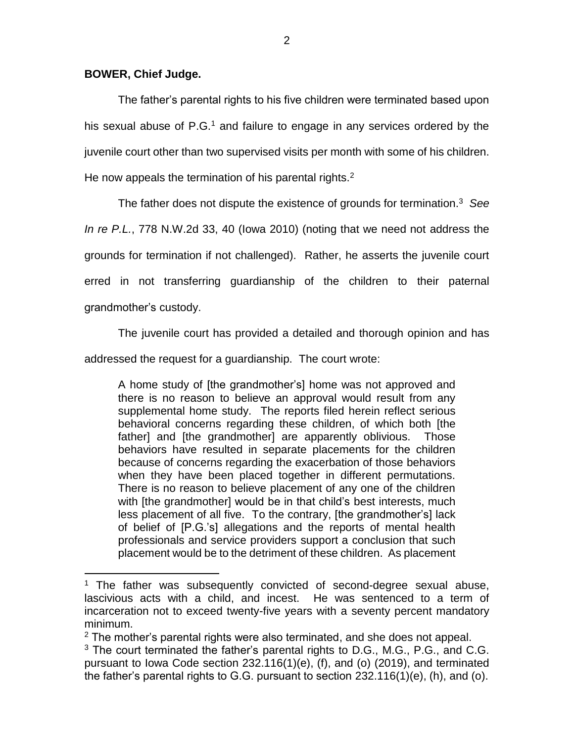**BOWER, Chief Judge.**

The father's parental rights to his five children were terminated based upon his sexual abuse of P.G.[1] and failure to engage in any services ordered by the juvenile court other than two supervised visits per month with some of his children. He now appeals the termination of his parental rights.[2]

The father does not dispute the existence of grounds for termination.[3] *See In re P.L.*, 778 N.W.2d 33, 40 (Iowa 2010) (noting that we need not address the grounds for termination if not challenged). Rather, he asserts the juvenile court erred in not transferring guardianship of the children to their paternal grandmother's custody.

The juvenile court has provided a detailed and thorough opinion and has addressed the request for a guardianship. The court wrote:

> A home study of [the grandmother's] home was not approved and there is no reason to believe an approval would result from any supplemental home study. The reports filed herein reflect serious behavioral concerns regarding these children, of which both [the father] and [the grandmother] are apparently oblivious. Those behaviors have resulted in separate placements for the children because of concerns regarding the exacerbation of those behaviors when they have been placed together in different permutations. There is no reason to believe placement of any one of the children with [the grandmother] would be in that child's best interests, much less placement of all five. To the contrary, [the grandmother's] lack of belief of [P.G.'s] allegations and the reports of mental health professionals and service providers support a conclusion that such placement would be to the detriment of these children. As placement

---

[1] The father was subsequently convicted of second-degree sexual abuse, lascivious acts with a child, and incest. He was sentenced to a term of incarceration not to exceed twenty-five years with a seventy percent mandatory minimum.

[2] The mother's parental rights were also terminated, and she does not appeal.

[3] The court terminated the father's parental rights to D.G., M.G., P.G., and C.G. pursuant to Iowa Code section 232.116(1)(e), (f), and (o) (2019), and terminated the father's parental rights to G.G. pursuant to section 232.116(1)(e), (h), and (o).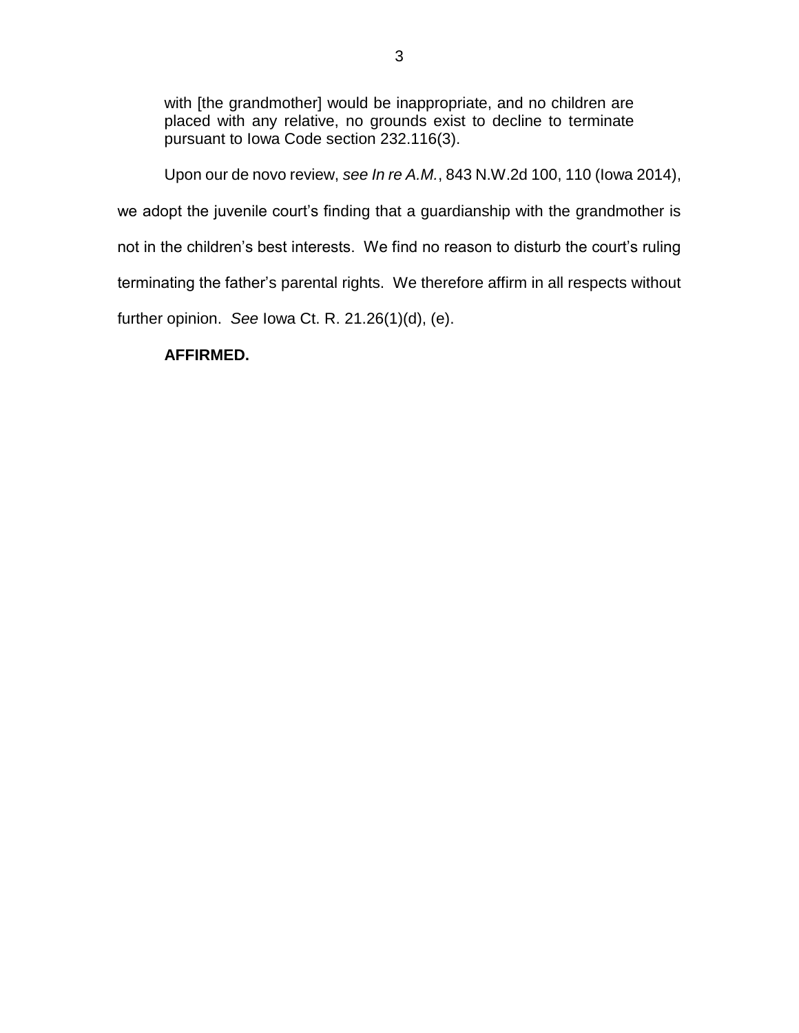> with [the grandmother] would be inappropriate, and no children are placed with any relative, no grounds exist to decline to terminate pursuant to Iowa Code section 232.116(3).

Upon our de novo review, *see In re A.M.*, 843 N.W.2d 100, 110 (Iowa 2014), we adopt the juvenile court's finding that a guardianship with the grandmother is not in the children's best interests. We find no reason to disturb the court's ruling terminating the father's parental rights. We therefore affirm in all respects without further opinion. *See* Iowa Ct. R. 21.26(1)(d), (e).

**AFFIRMED.**